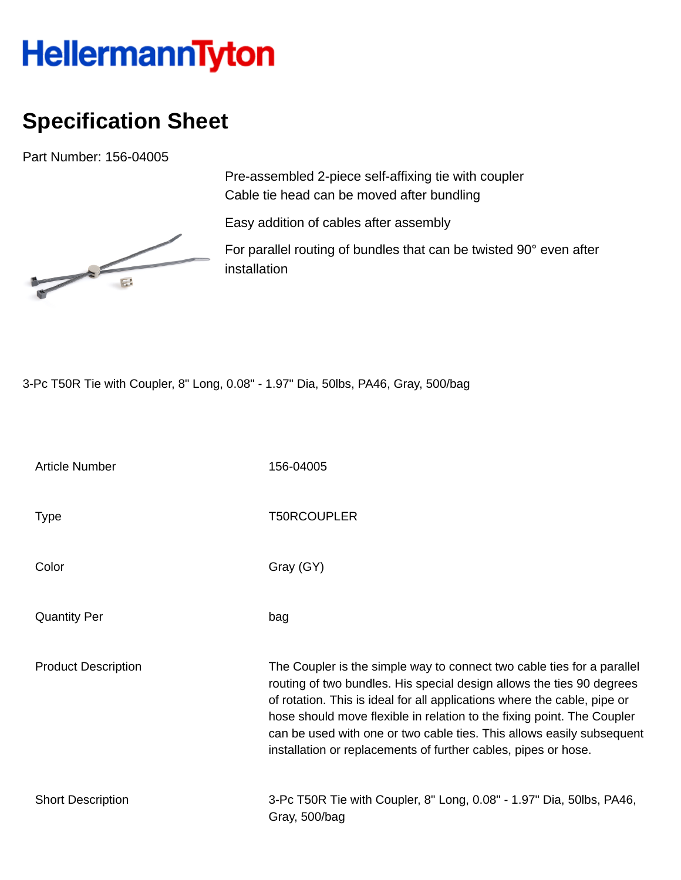# HellermannTyton

## Specification Sheet

Part Number: 156-04005

Pre-assembled 2-piece self-affixing tie with coupler
Cable tie head can be moved after bundling

Easy addition of cables after assembly

For parallel routing of bundles that can be twisted 90° even after installation

3-Pc T50R Tie with Coupler, 8" Long, 0.08" - 1.97" Dia, 50lbs, PA46, Gray, 500/bag

| | |
|---|---|
| Article Number | 156-04005 |
| Type | T50RCOUPLER |
| Color | Gray (GY) |
| Quantity Per | bag |
| Product Description | The Coupler is the simple way to connect two cable ties for a parallel routing of two bundles. His special design allows the ties 90 degrees of rotation. This is ideal for all applications where the cable, pipe or hose should move flexible in relation to the fixing point. The Coupler can be used with one or two cable ties. This allows easily subsequent installation or replacements of further cables, pipes or hose. |
| Short Description | 3-Pc T50R Tie with Coupler, 8" Long, 0.08" - 1.97" Dia, 50lbs, PA46, Gray, 500/bag |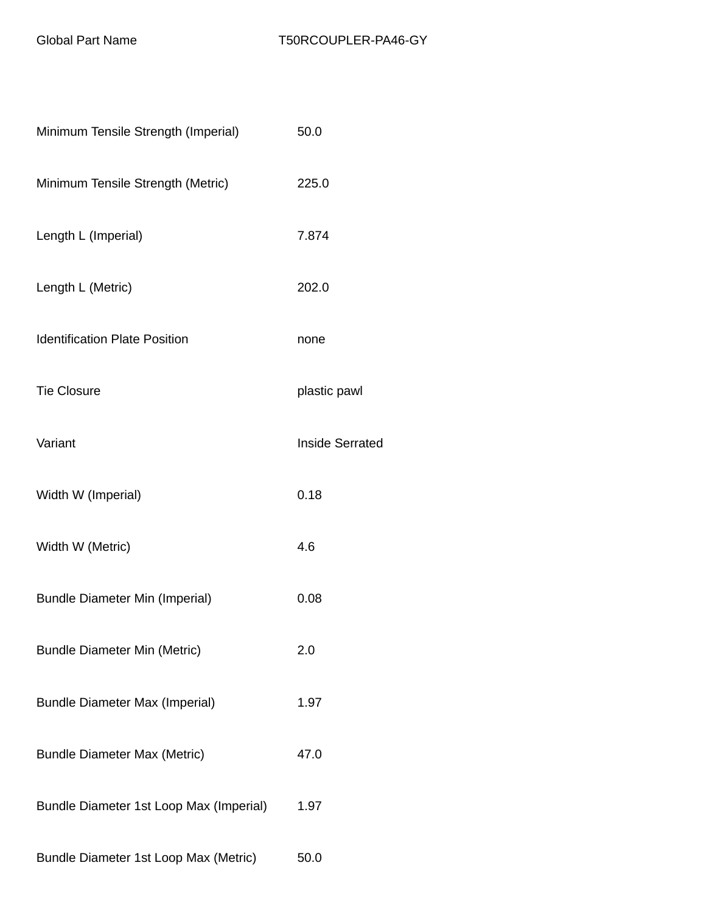| Global Part Name | T50RCOUPLER-PA46-GY |
| --- | --- |
| Minimum Tensile Strength (Imperial) | 50.0 |
| Minimum Tensile Strength (Metric) | 225.0 |
| Length L (Imperial) | 7.874 |
| Length L (Metric) | 202.0 |
| Identification Plate Position | none |
| Tie Closure | plastic pawl |
| Variant | Inside Serrated |
| Width W (Imperial) | 0.18 |
| Width W (Metric) | 4.6 |
| Bundle Diameter Min (Imperial) | 0.08 |
| Bundle Diameter Min (Metric) | 2.0 |
| Bundle Diameter Max (Imperial) | 1.97 |
| Bundle Diameter Max (Metric) | 47.0 |
| Bundle Diameter 1st Loop Max (Imperial) | 1.97 |
| Bundle Diameter 1st Loop Max (Metric) | 50.0 |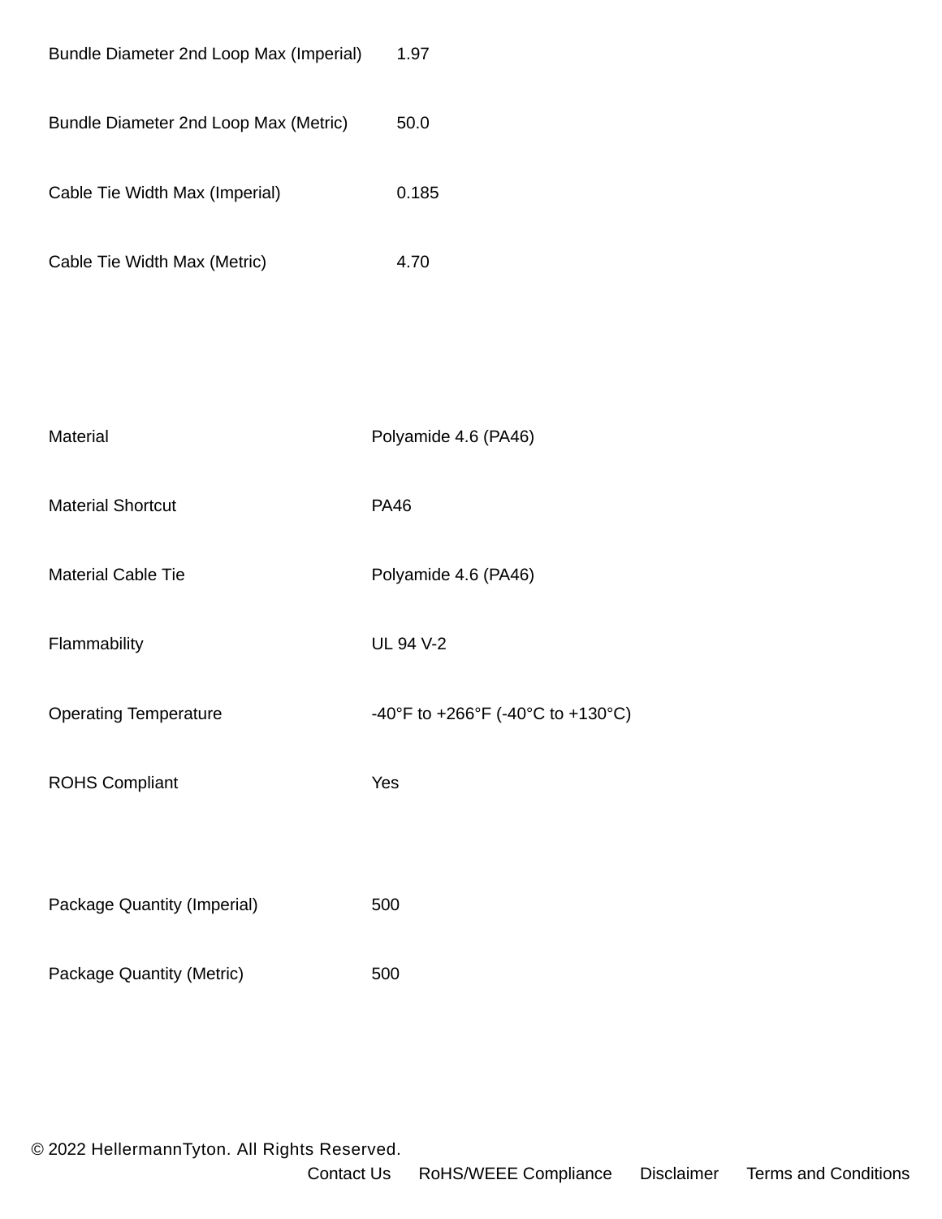| | |
|---|---|
| Bundle Diameter 2nd Loop Max (Imperial) | 1.97 |
| Bundle Diameter 2nd Loop Max (Metric) | 50.0 |
| Cable Tie Width Max (Imperial) | 0.185 |
| Cable Tie Width Max (Metric) | 4.70 |

| | |
|---|---|
| Material | Polyamide 4.6 (PA46) |
| Material Shortcut | PA46 |
| Material Cable Tie | Polyamide 4.6 (PA46) |
| Flammability | UL 94 V-2 |
| Operating Temperature | -40°F to +266°F (-40°C to +130°C) |
| ROHS Compliant | Yes |

| | |
|---|---|
| Package Quantity (Imperial) | 500 |
| Package Quantity (Metric) | 500 |

© 2022 HellermannTyton. All Rights Reserved.

Contact Us RoHS/WEEE Compliance Disclaimer Terms and Conditions